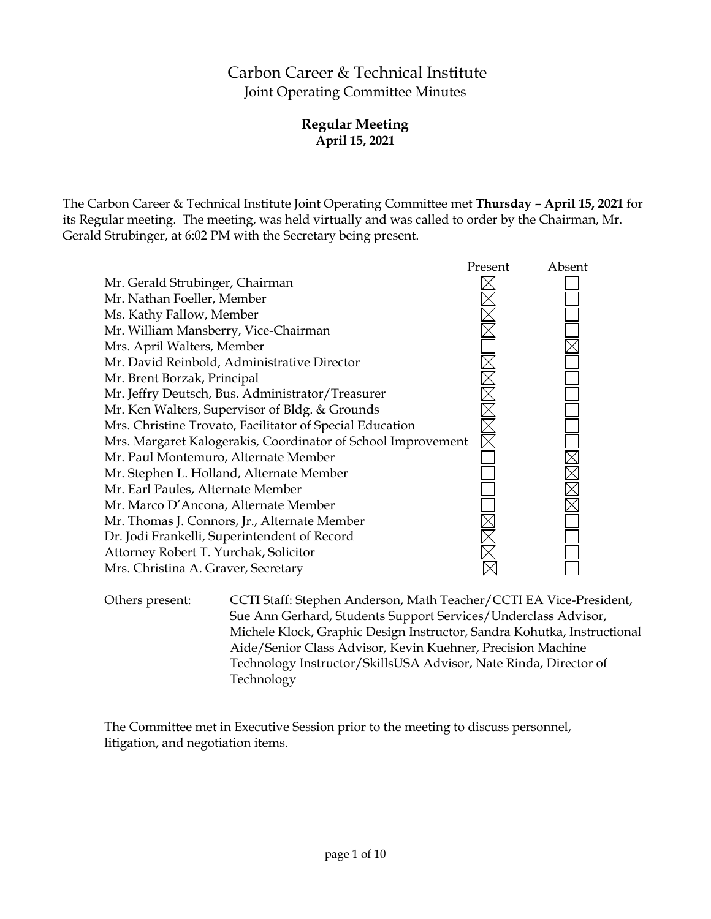# Carbon Career & Technical Institute

## Joint Operating Committee Minutes

### Regular Meeting
**April 15, 2021**

The Carbon Career & Technical Institute Joint Operating Committee met **Thursday – April 15, 2021** for its Regular meeting. The meeting, was held virtually and was called to order by the Chairman, Mr. Gerald Strubinger, at 6:02 PM with the Secretary being present.

| | Present | Absent |
|---|---|---|
| Mr. Gerald Strubinger, Chairman | ☒ | ☐ |
| Mr. Nathan Foeller, Member | ☒ | ☐ |
| Ms. Kathy Fallow, Member | ☒ | ☐ |
| Mr. William Mansberry, Vice-Chairman | ☒ | ☐ |
| Mrs. April Walters, Member | ☐ | ☒ |
| Mr. David Reinbold, Administrative Director | ☒ | ☐ |
| Mr. Brent Borzak, Principal | ☒ | ☐ |
| Mr. Jeffry Deutsch, Bus. Administrator/Treasurer | ☒ | ☐ |
| Mr. Ken Walters, Supervisor of Bldg. & Grounds | ☒ | ☐ |
| Mrs. Christine Trovato, Facilitator of Special Education | ☒ | ☐ |
| Mrs. Margaret Kalogerakis, Coordinator of School Improvement | ☒ | ☐ |
| Mr. Paul Montemuro, Alternate Member | ☐ | ☒ |
| Mr. Stephen L. Holland, Alternate Member | ☐ | ☒ |
| Mr. Earl Paules, Alternate Member | ☐ | ☒ |
| Mr. Marco D'Ancona, Alternate Member | ☐ | ☒ |
| Mr. Thomas J. Connors, Jr., Alternate Member | ☒ | ☐ |
| Dr. Jodi Frankelli, Superintendent of Record | ☒ | ☐ |
| Attorney Robert T. Yurchak, Solicitor | ☒ | ☐ |
| Mrs. Christina A. Graver, Secretary | ☒ | ☐ |

Others present: CCTI Staff: Stephen Anderson, Math Teacher/CCTI EA Vice-President, Sue Ann Gerhard, Students Support Services/Underclass Advisor, Michele Klock, Graphic Design Instructor, Sandra Kohutka, Instructional Aide/Senior Class Advisor, Kevin Kuehner, Precision Machine Technology Instructor/SkillsUSA Advisor, Nate Rinda, Director of Technology

The Committee met in Executive Session prior to the meeting to discuss personnel, litigation, and negotiation items.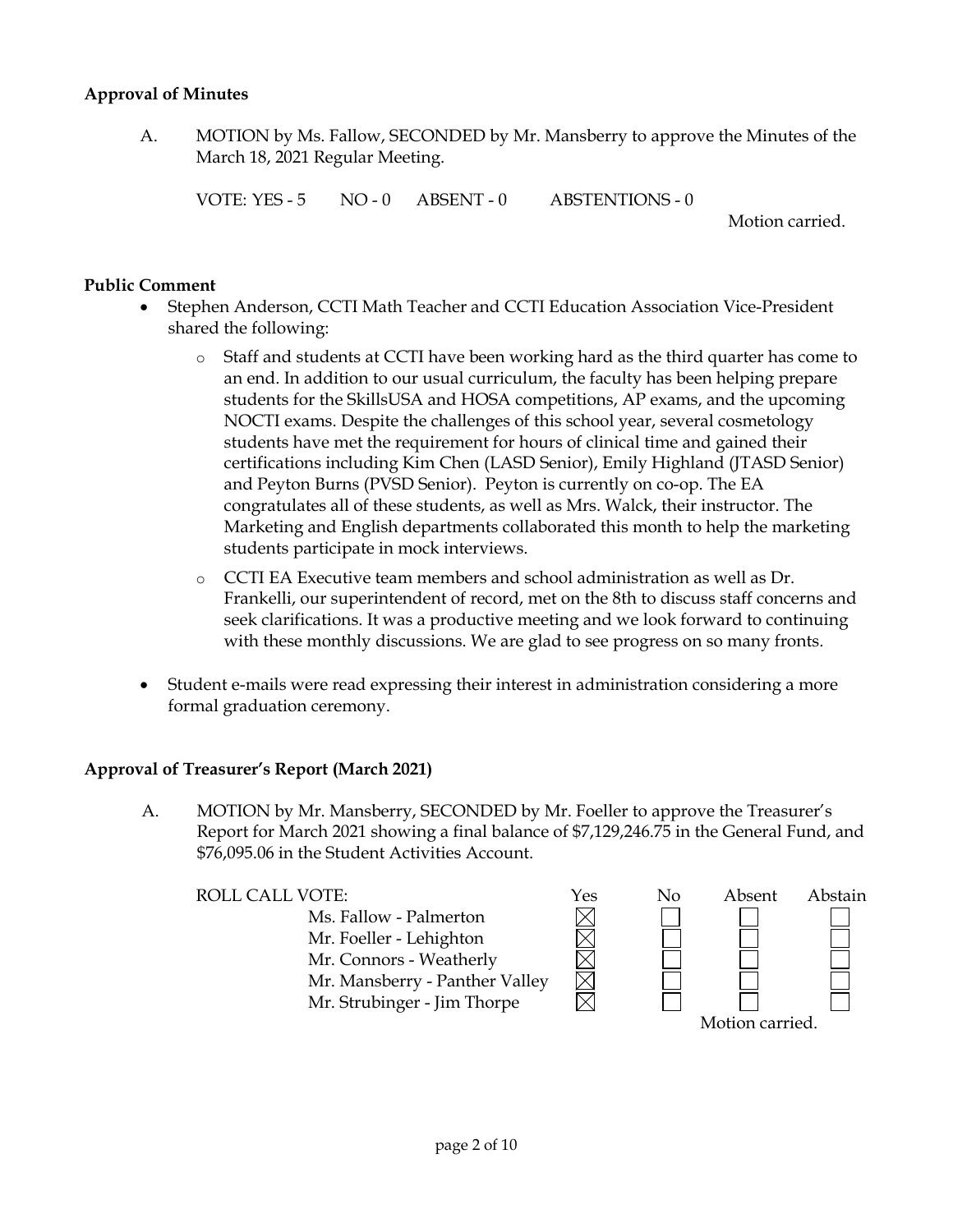**Approval of Minutes**

A. MOTION by Ms. Fallow, SECONDED by Mr. Mansberry to approve the Minutes of the March 18, 2021 Regular Meeting.

VOTE: YES - 5 NO - 0 ABSENT - 0 ABSTENTIONS - 0

Motion carried.

**Public Comment**

- Stephen Anderson, CCTI Math Teacher and CCTI Education Association Vice-President shared the following:
  - Staff and students at CCTI have been working hard as the third quarter has come to an end. In addition to our usual curriculum, the faculty has been helping prepare students for the SkillsUSA and HOSA competitions, AP exams, and the upcoming NOCTI exams. Despite the challenges of this school year, several cosmetology students have met the requirement for hours of clinical time and gained their certifications including Kim Chen (LASD Senior), Emily Highland (JTASD Senior) and Peyton Burns (PVSD Senior). Peyton is currently on co-op. The EA congratulates all of these students, as well as Mrs. Walck, their instructor. The Marketing and English departments collaborated this month to help the marketing students participate in mock interviews.
  - CCTI EA Executive team members and school administration as well as Dr. Frankelli, our superintendent of record, met on the 8th to discuss staff concerns and seek clarifications. It was a productive meeting and we look forward to continuing with these monthly discussions. We are glad to see progress on so many fronts.
- Student e-mails were read expressing their interest in administration considering a more formal graduation ceremony.

**Approval of Treasurer's Report (March 2021)**

A. MOTION by Mr. Mansberry, SECONDED by Mr. Foeller to approve the Treasurer's Report for March 2021 showing a final balance of $7,129,246.75 in the General Fund, and $76,095.06 in the Student Activities Account.

| ROLL CALL VOTE: | Yes | No | Absent | Abstain |
|---|---|---|---|---|
| Ms. Fallow - Palmerton | ☒ | ☐ | ☐ | ☐ |
| Mr. Foeller - Lehighton | ☒ | ☐ | ☐ | ☐ |
| Mr. Connors - Weatherly | ☒ | ☐ | ☐ | ☐ |
| Mr. Mansberry - Panther Valley | ☒ | ☐ | ☐ | ☐ |
| Mr. Strubinger - Jim Thorpe | ☒ | ☐ | ☐ | ☐ |

Motion carried.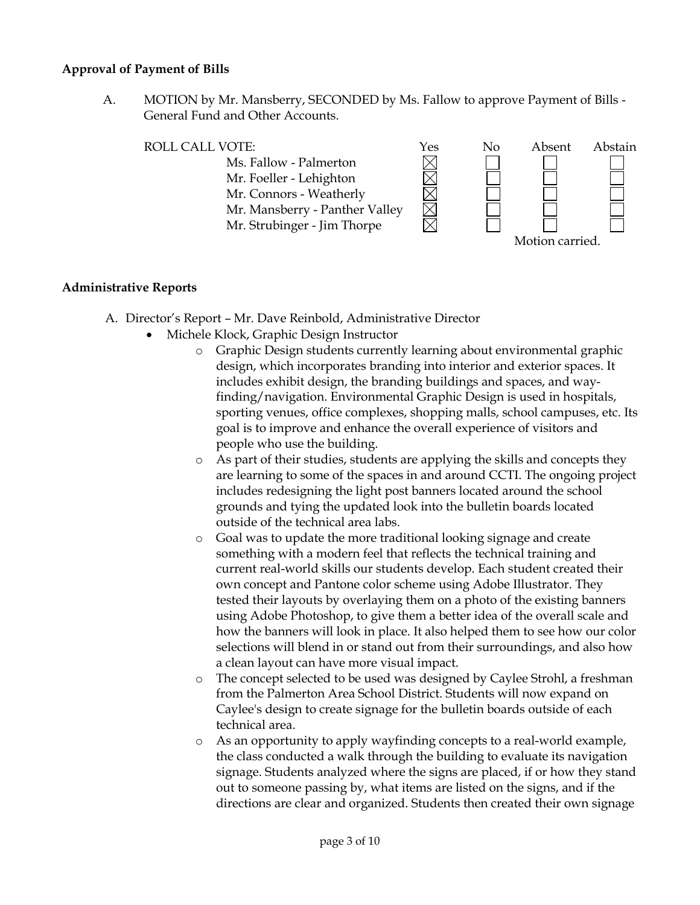**Approval of Payment of Bills**

A. MOTION by Mr. Mansberry, SECONDED by Ms. Fallow to approve Payment of Bills - General Fund and Other Accounts.

| ROLL CALL VOTE: | Yes | No | Absent | Abstain |
|---|---|---|---|---|
| Ms. Fallow - Palmerton | ☒ | ☐ | ☐ | ☐ |
| Mr. Foeller - Lehighton | ☒ | ☐ | ☐ | ☐ |
| Mr. Connors - Weatherly | ☒ | ☐ | ☐ | ☐ |
| Mr. Mansberry - Panther Valley | ☒ | ☐ | ☐ | ☐ |
| Mr. Strubinger - Jim Thorpe | ☒ | ☐ | ☐ | ☐ |

Motion carried.

**Administrative Reports**

A. Director's Report – Mr. Dave Reinbold, Administrative Director
- Michele Klock, Graphic Design Instructor
  - Graphic Design students currently learning about environmental graphic design, which incorporates branding into interior and exterior spaces. It includes exhibit design, the branding buildings and spaces, and way-finding/navigation. Environmental Graphic Design is used in hospitals, sporting venues, office complexes, shopping malls, school campuses, etc. Its goal is to improve and enhance the overall experience of visitors and people who use the building.
  - As part of their studies, students are applying the skills and concepts they are learning to some of the spaces in and around CCTI. The ongoing project includes redesigning the light post banners located around the school grounds and tying the updated look into the bulletin boards located outside of the technical area labs.
  - Goal was to update the more traditional looking signage and create something with a modern feel that reflects the technical training and current real-world skills our students develop. Each student created their own concept and Pantone color scheme using Adobe Illustrator. They tested their layouts by overlaying them on a photo of the existing banners using Adobe Photoshop, to give them a better idea of the overall scale and how the banners will look in place. It also helped them to see how our color selections will blend in or stand out from their surroundings, and also how a clean layout can have more visual impact.
  - The concept selected to be used was designed by Caylee Strohl, a freshman from the Palmerton Area School District. Students will now expand on Caylee's design to create signage for the bulletin boards outside of each technical area.
  - As an opportunity to apply wayfinding concepts to a real-world example, the class conducted a walk through the building to evaluate its navigation signage. Students analyzed where the signs are placed, if or how they stand out to someone passing by, what items are listed on the signs, and if the directions are clear and organized. Students then created their own signage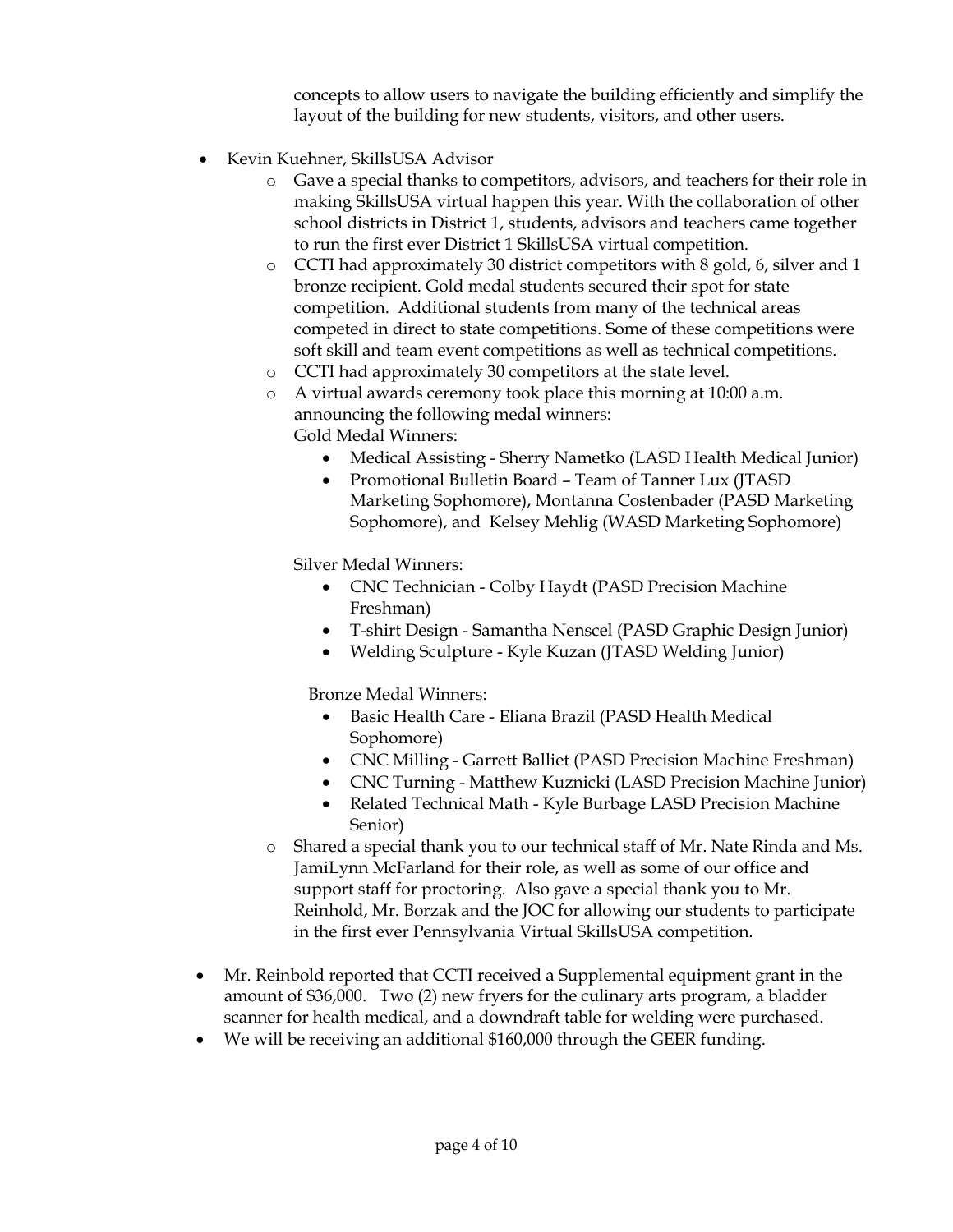concepts to allow users to navigate the building efficiently and simplify the layout of the building for new students, visitors, and other users.

- Kevin Kuehner, SkillsUSA Advisor
  - Gave a special thanks to competitors, advisors, and teachers for their role in making SkillsUSA virtual happen this year. With the collaboration of other school districts in District 1, students, advisors and teachers came together to run the first ever District 1 SkillsUSA virtual competition.
  - CCTI had approximately 30 district competitors with 8 gold, 6, silver and 1 bronze recipient. Gold medal students secured their spot for state competition. Additional students from many of the technical areas competed in direct to state competitions. Some of these competitions were soft skill and team event competitions as well as technical competitions.
  - CCTI had approximately 30 competitors at the state level.
  - A virtual awards ceremony took place this morning at 10:00 a.m. announcing the following medal winners:

    Gold Medal Winners:
    - Medical Assisting - Sherry Nametko (LASD Health Medical Junior)
    - Promotional Bulletin Board – Team of Tanner Lux (JTASD Marketing Sophomore), Montanna Costenbader (PASD Marketing Sophomore), and Kelsey Mehlig (WASD Marketing Sophomore)

    Silver Medal Winners:
    - CNC Technician - Colby Haydt (PASD Precision Machine Freshman)
    - T-shirt Design - Samantha Nenscel (PASD Graphic Design Junior)
    - Welding Sculpture - Kyle Kuzan (JTASD Welding Junior)

    Bronze Medal Winners:
    - Basic Health Care - Eliana Brazil (PASD Health Medical Sophomore)
    - CNC Milling - Garrett Balliet (PASD Precision Machine Freshman)
    - CNC Turning - Matthew Kuznicki (LASD Precision Machine Junior)
    - Related Technical Math - Kyle Burbage LASD Precision Machine Senior)
  - Shared a special thank you to our technical staff of Mr. Nate Rinda and Ms. JamiLynn McFarland for their role, as well as some of our office and support staff for proctoring. Also gave a special thank you to Mr. Reinhold, Mr. Borzak and the JOC for allowing our students to participate in the first ever Pennsylvania Virtual SkillsUSA competition.

- Mr. Reinbold reported that CCTI received a Supplemental equipment grant in the amount of $36,000. Two (2) new fryers for the culinary arts program, a bladder scanner for health medical, and a downdraft table for welding were purchased.
- We will be receiving an additional $160,000 through the GEER funding.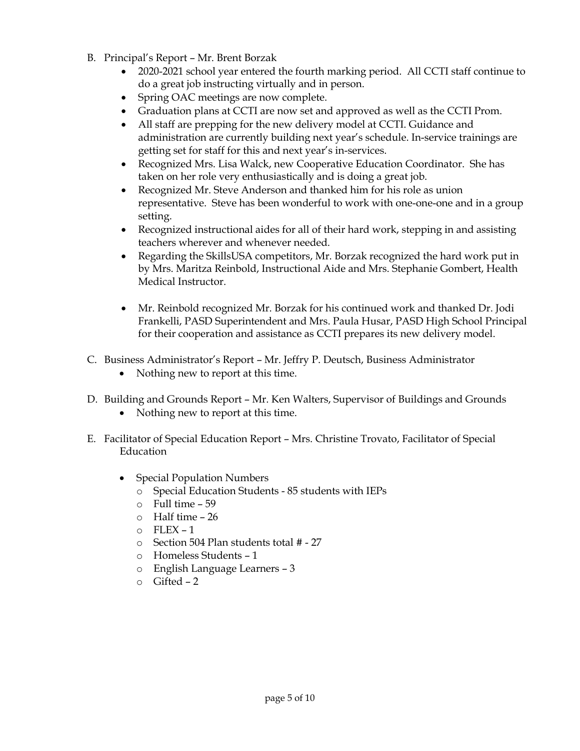B. Principal's Report – Mr. Brent Borzak

- 2020-2021 school year entered the fourth marking period. All CCTI staff continue to do a great job instructing virtually and in person.
- Spring OAC meetings are now complete.
- Graduation plans at CCTI are now set and approved as well as the CCTI Prom.
- All staff are prepping for the new delivery model at CCTI. Guidance and administration are currently building next year's schedule. In-service trainings are getting set for staff for this and next year's in-services.
- Recognized Mrs. Lisa Walck, new Cooperative Education Coordinator. She has taken on her role very enthusiastically and is doing a great job.
- Recognized Mr. Steve Anderson and thanked him for his role as union representative. Steve has been wonderful to work with one-one-one and in a group setting.
- Recognized instructional aides for all of their hard work, stepping in and assisting teachers wherever and whenever needed.
- Regarding the SkillsUSA competitors, Mr. Borzak recognized the hard work put in by Mrs. Maritza Reinbold, Instructional Aide and Mrs. Stephanie Gombert, Health Medical Instructor.

- Mr. Reinbold recognized Mr. Borzak for his continued work and thanked Dr. Jodi Frankelli, PASD Superintendent and Mrs. Paula Husar, PASD High School Principal for their cooperation and assistance as CCTI prepares its new delivery model.

C. Business Administrator's Report – Mr. Jeffry P. Deutsch, Business Administrator

- Nothing new to report at this time.

D. Building and Grounds Report – Mr. Ken Walters, Supervisor of Buildings and Grounds

- Nothing new to report at this time.

E. Facilitator of Special Education Report – Mrs. Christine Trovato, Facilitator of Special Education

- Special Population Numbers
  - Special Education Students - 85 students with IEPs
  - Full time – 59
  - Half time – 26
  - FLEX – 1
  - Section 504 Plan students total # - 27
  - Homeless Students – 1
  - English Language Learners – 3
  - Gifted – 2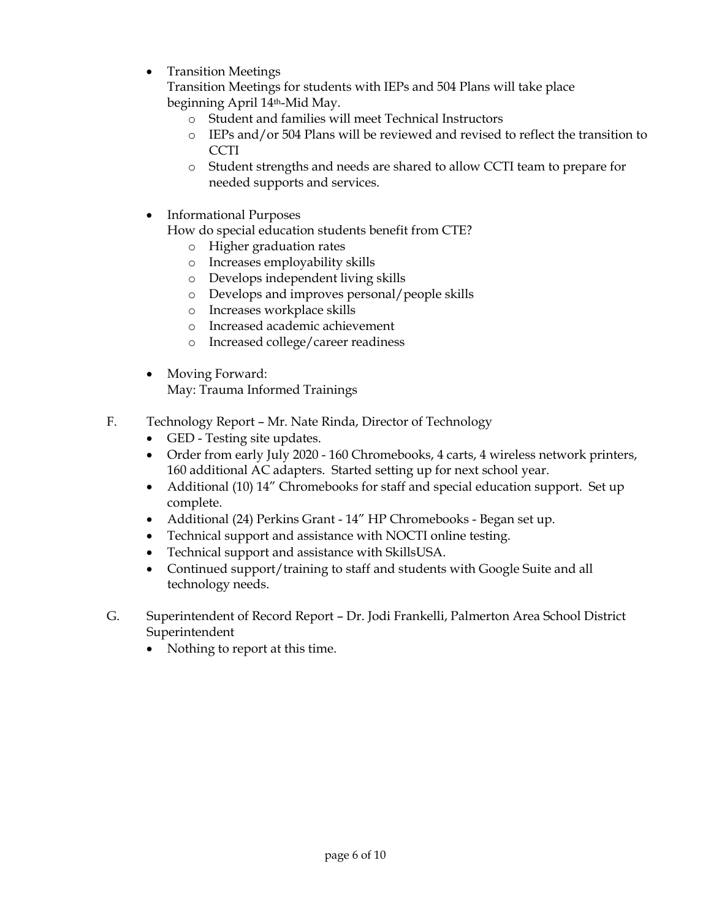- Transition Meetings
  Transition Meetings for students with IEPs and 504 Plans will take place beginning April 14th-Mid May.
    - Student and families will meet Technical Instructors
    - IEPs and/or 504 Plans will be reviewed and revised to reflect the transition to CCTI
    - Student strengths and needs are shared to allow CCTI team to prepare for needed supports and services.

- Informational Purposes
  How do special education students benefit from CTE?
    - Higher graduation rates
    - Increases employability skills
    - Develops independent living skills
    - Develops and improves personal/people skills
    - Increases workplace skills
    - Increased academic achievement
    - Increased college/career readiness

- Moving Forward:
  May: Trauma Informed Trainings

F. Technology Report – Mr. Nate Rinda, Director of Technology
- GED - Testing site updates.
- Order from early July 2020 - 160 Chromebooks, 4 carts, 4 wireless network printers, 160 additional AC adapters. Started setting up for next school year.
- Additional (10) 14" Chromebooks for staff and special education support. Set up complete.
- Additional (24) Perkins Grant - 14" HP Chromebooks - Began set up.
- Technical support and assistance with NOCTI online testing.
- Technical support and assistance with SkillsUSA.
- Continued support/training to staff and students with Google Suite and all technology needs.

G. Superintendent of Record Report – Dr. Jodi Frankelli, Palmerton Area School District Superintendent
- Nothing to report at this time.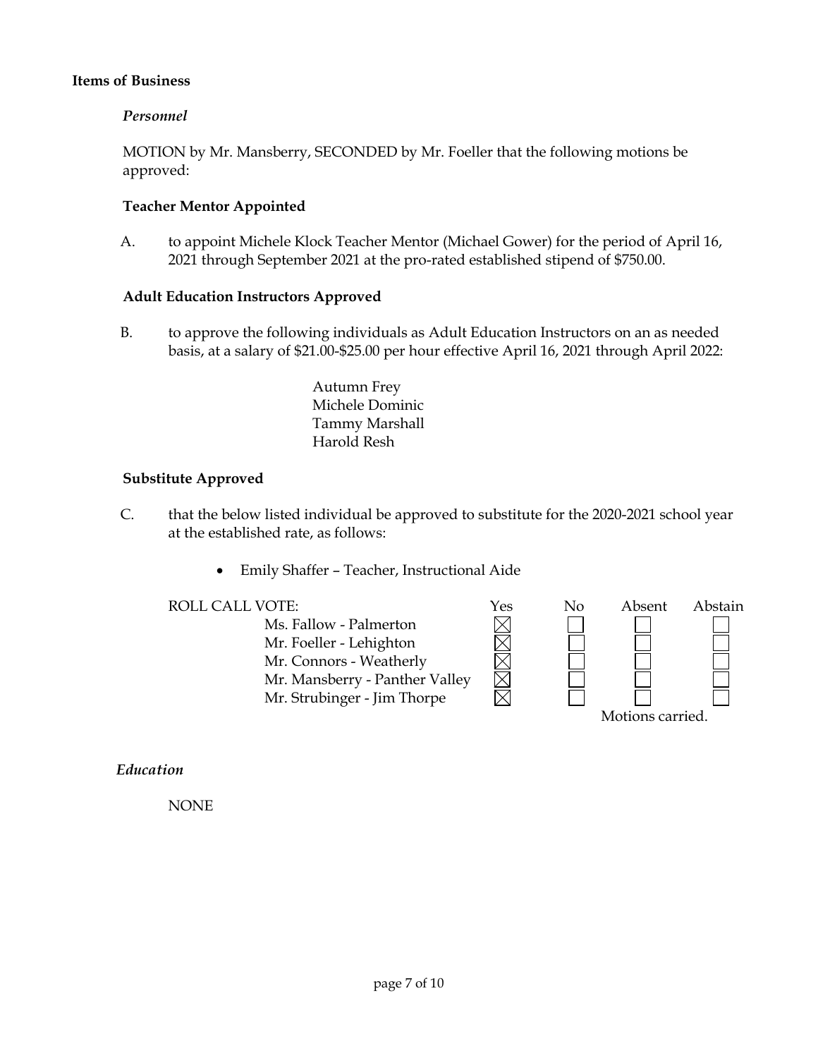**Items of Business**

*Personnel*

MOTION by Mr. Mansberry, SECONDED by Mr. Foeller that the following motions be approved:

**Teacher Mentor Appointed**

A. to appoint Michele Klock Teacher Mentor (Michael Gower) for the period of April 16, 2021 through September 2021 at the pro-rated established stipend of $750.00.

**Adult Education Instructors Approved**

B. to approve the following individuals as Adult Education Instructors on an as needed basis, at a salary of $21.00-$25.00 per hour effective April 16, 2021 through April 2022:

Autumn Frey
Michele Dominic
Tammy Marshall
Harold Resh

**Substitute Approved**

C. that the below listed individual be approved to substitute for the 2020-2021 school year at the established rate, as follows:

- Emily Shaffer – Teacher, Instructional Aide

| ROLL CALL VOTE: | Yes | No | Absent | Abstain |
|---|---|---|---|---|
| Ms. Fallow - Palmerton | ☒ | ☐ | ☐ | ☐ |
| Mr. Foeller - Lehighton | ☒ | ☐ | ☐ | ☐ |
| Mr. Connors - Weatherly | ☒ | ☐ | ☐ | ☐ |
| Mr. Mansberry - Panther Valley | ☒ | ☐ | ☐ | ☐ |
| Mr. Strubinger - Jim Thorpe | ☒ | ☐ | ☐ | ☐ |

Motions carried.

*Education*

NONE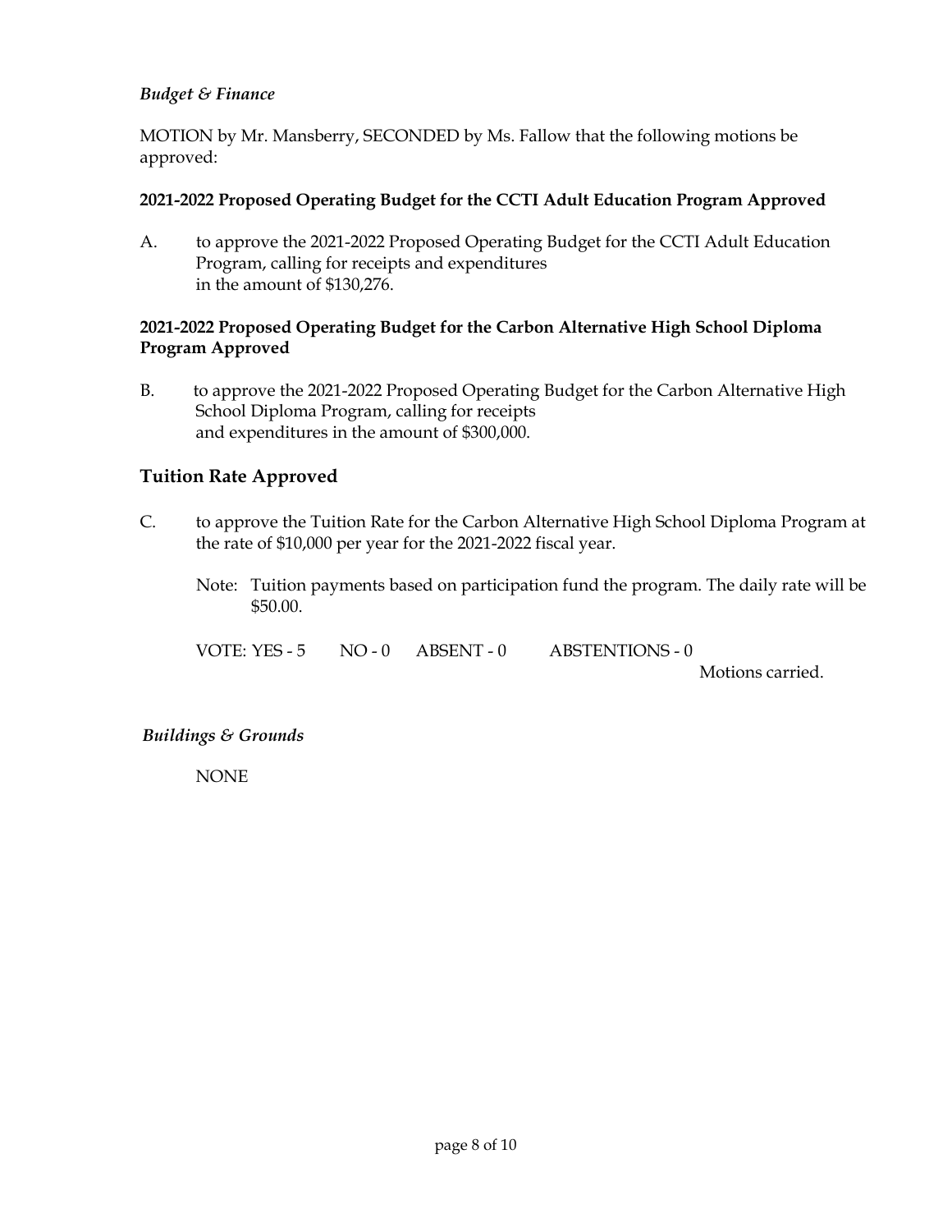*Budget & Finance*

MOTION by Mr. Mansberry, SECONDED by Ms. Fallow that the following motions be approved:

**2021-2022 Proposed Operating Budget for the CCTI Adult Education Program Approved**

A. to approve the 2021-2022 Proposed Operating Budget for the CCTI Adult Education Program, calling for receipts and expenditures in the amount of $130,276.

**2021-2022 Proposed Operating Budget for the Carbon Alternative High School Diploma Program Approved**

B. to approve the 2021-2022 Proposed Operating Budget for the Carbon Alternative High School Diploma Program, calling for receipts and expenditures in the amount of $300,000.

## Tuition Rate Approved

C. to approve the Tuition Rate for the Carbon Alternative High School Diploma Program at the rate of $10,000 per year for the 2021-2022 fiscal year.

Note: Tuition payments based on participation fund the program. The daily rate will be $50.00.

VOTE: YES - 5 NO - 0 ABSENT - 0 ABSTENTIONS - 0

Motions carried.

*Buildings & Grounds*

NONE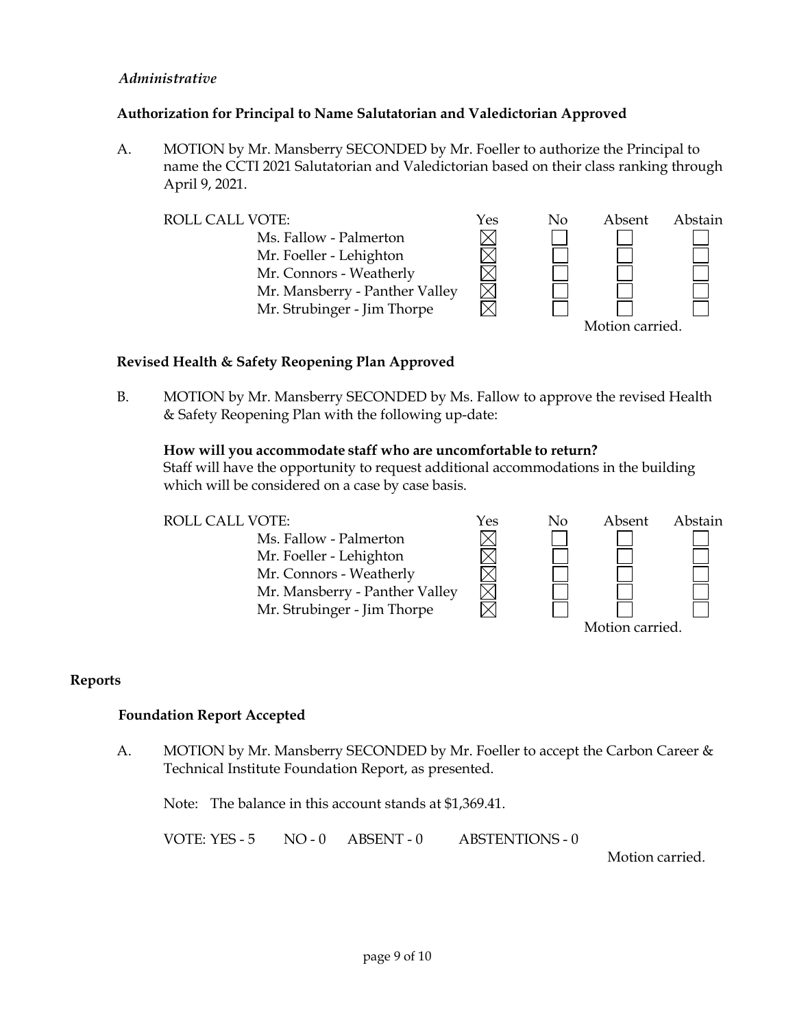*Administrative*

**Authorization for Principal to Name Salutatorian and Valedictorian Approved**

A. MOTION by Mr. Mansberry SECONDED by Mr. Foeller to authorize the Principal to name the CCTI 2021 Salutatorian and Valedictorian based on their class ranking through April 9, 2021.

| ROLL CALL VOTE: | Yes | No | Absent | Abstain |
|---|---|---|---|---|
| Ms. Fallow - Palmerton | ☒ | ☐ | ☐ | ☐ |
| Mr. Foeller - Lehighton | ☒ | ☐ | ☐ | ☐ |
| Mr. Connors - Weatherly | ☒ | ☐ | ☐ | ☐ |
| Mr. Mansberry - Panther Valley | ☒ | ☐ | ☐ | ☐ |
| Mr. Strubinger - Jim Thorpe | ☒ | ☐ | ☐ | ☐ |

Motion carried.

**Revised Health & Safety Reopening Plan Approved**

B. MOTION by Mr. Mansberry SECONDED by Ms. Fallow to approve the revised Health & Safety Reopening Plan with the following up-date:

**How will you accommodate staff who are uncomfortable to return?**
Staff will have the opportunity to request additional accommodations in the building which will be considered on a case by case basis.

| ROLL CALL VOTE: | Yes | No | Absent | Abstain |
|---|---|---|---|---|
| Ms. Fallow - Palmerton | ☒ | ☐ | ☐ | ☐ |
| Mr. Foeller - Lehighton | ☒ | ☐ | ☐ | ☐ |
| Mr. Connors - Weatherly | ☒ | ☐ | ☐ | ☐ |
| Mr. Mansberry - Panther Valley | ☒ | ☐ | ☐ | ☐ |
| Mr. Strubinger - Jim Thorpe | ☒ | ☐ | ☐ | ☐ |

Motion carried.

**Reports**

**Foundation Report Accepted**

A. MOTION by Mr. Mansberry SECONDED by Mr. Foeller to accept the Carbon Career & Technical Institute Foundation Report, as presented.

Note: The balance in this account stands at $1,369.41.

VOTE: YES - 5 NO - 0 ABSENT - 0 ABSTENTIONS - 0

Motion carried.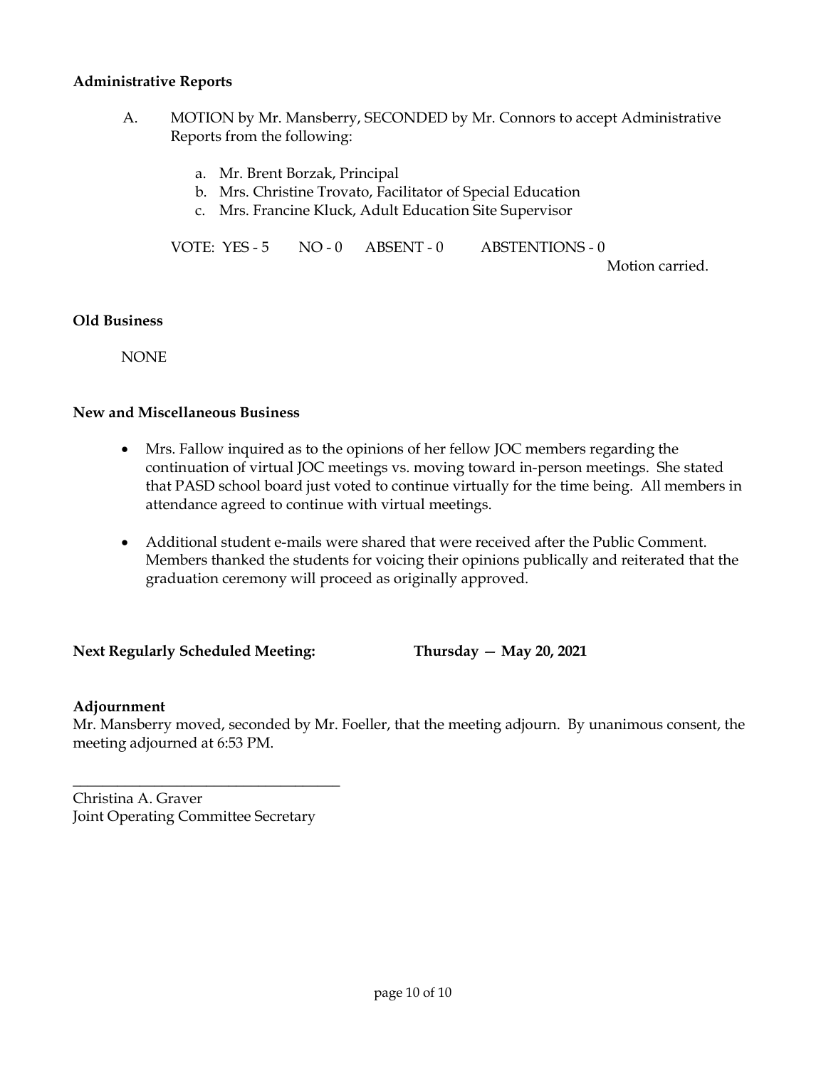**Administrative Reports**

A. MOTION by Mr. Mansberry, SECONDED by Mr. Connors to accept Administrative Reports from the following:

   a. Mr. Brent Borzak, Principal
   b. Mrs. Christine Trovato, Facilitator of Special Education
   c. Mrs. Francine Kluck, Adult Education Site Supervisor

   VOTE: YES - 5   NO - 0   ABSENT - 0   ABSTENTIONS - 0

   Motion carried.

**Old Business**

NONE

**New and Miscellaneous Business**

- Mrs. Fallow inquired as to the opinions of her fellow JOC members regarding the continuation of virtual JOC meetings vs. moving toward in-person meetings. She stated that PASD school board just voted to continue virtually for the time being. All members in attendance agreed to continue with virtual meetings.

- Additional student e-mails were shared that were received after the Public Comment. Members thanked the students for voicing their opinions publically and reiterated that the graduation ceremony will proceed as originally approved.

**Next Regularly Scheduled Meeting:** **Thursday — May 20, 2021**

**Adjournment**

Mr. Mansberry moved, seconded by Mr. Foeller, that the meeting adjourn. By unanimous consent, the meeting adjourned at 6:53 PM.

\_\_\_\_\_\_\_\_\_\_\_\_\_\_\_\_\_\_\_\_\_\_\_\_\_\_\_\_\_\_\_\_\_\_\_\_

Christina A. Graver
Joint Operating Committee Secretary